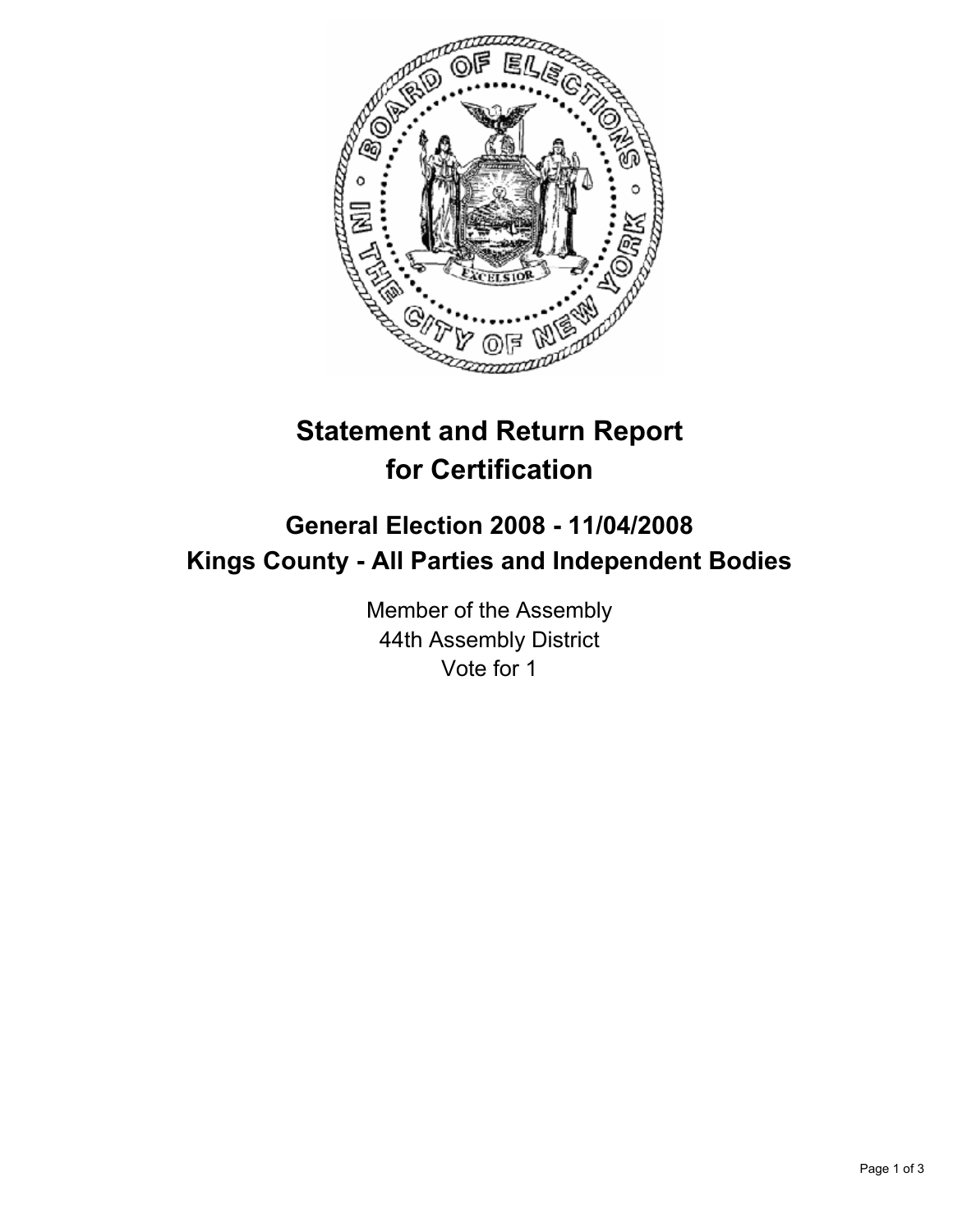# Statement and Return Report for Certification

## General Election 2008 - 11/04/2008
## Kings County - All Parties and Independent Bodies

Member of the Assembly
44th Assembly District
Vote for 1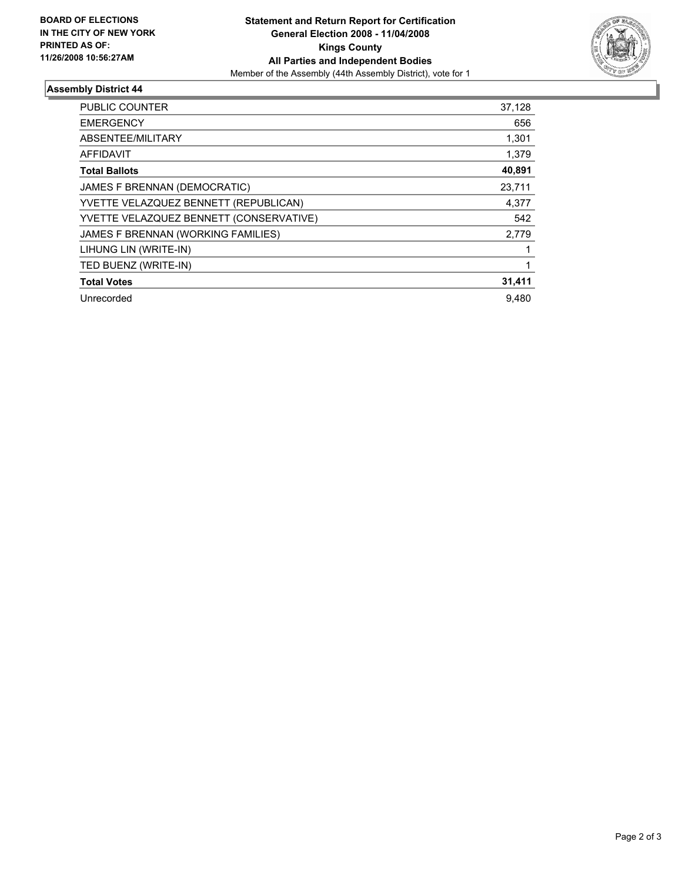**BOARD OF ELECTIONS IN THE CITY OF NEW YORK PRINTED AS OF: 11/26/2008 10:56:27AM**

# Statement and Return Report for Certification General Election 2008 - 11/04/2008 Kings County All Parties and Independent Bodies

Member of the Assembly (44th Assembly District), vote for 1

## Assembly District 44

| | |
|---|---|
| PUBLIC COUNTER | 37,128 |
| EMERGENCY | 656 |
| ABSENTEE/MILITARY | 1,301 |
| AFFIDAVIT | 1,379 |
| **Total Ballots** | **40,891** |
| JAMES F BRENNAN (DEMOCRATIC) | 23,711 |
| YVETTE VELAZQUEZ BENNETT (REPUBLICAN) | 4,377 |
| YVETTE VELAZQUEZ BENNETT (CONSERVATIVE) | 542 |
| JAMES F BRENNAN (WORKING FAMILIES) | 2,779 |
| LIHUNG LIN (WRITE-IN) | 1 |
| TED BUENZ (WRITE-IN) | 1 |
| **Total Votes** | **31,411** |
| Unrecorded | 9,480 |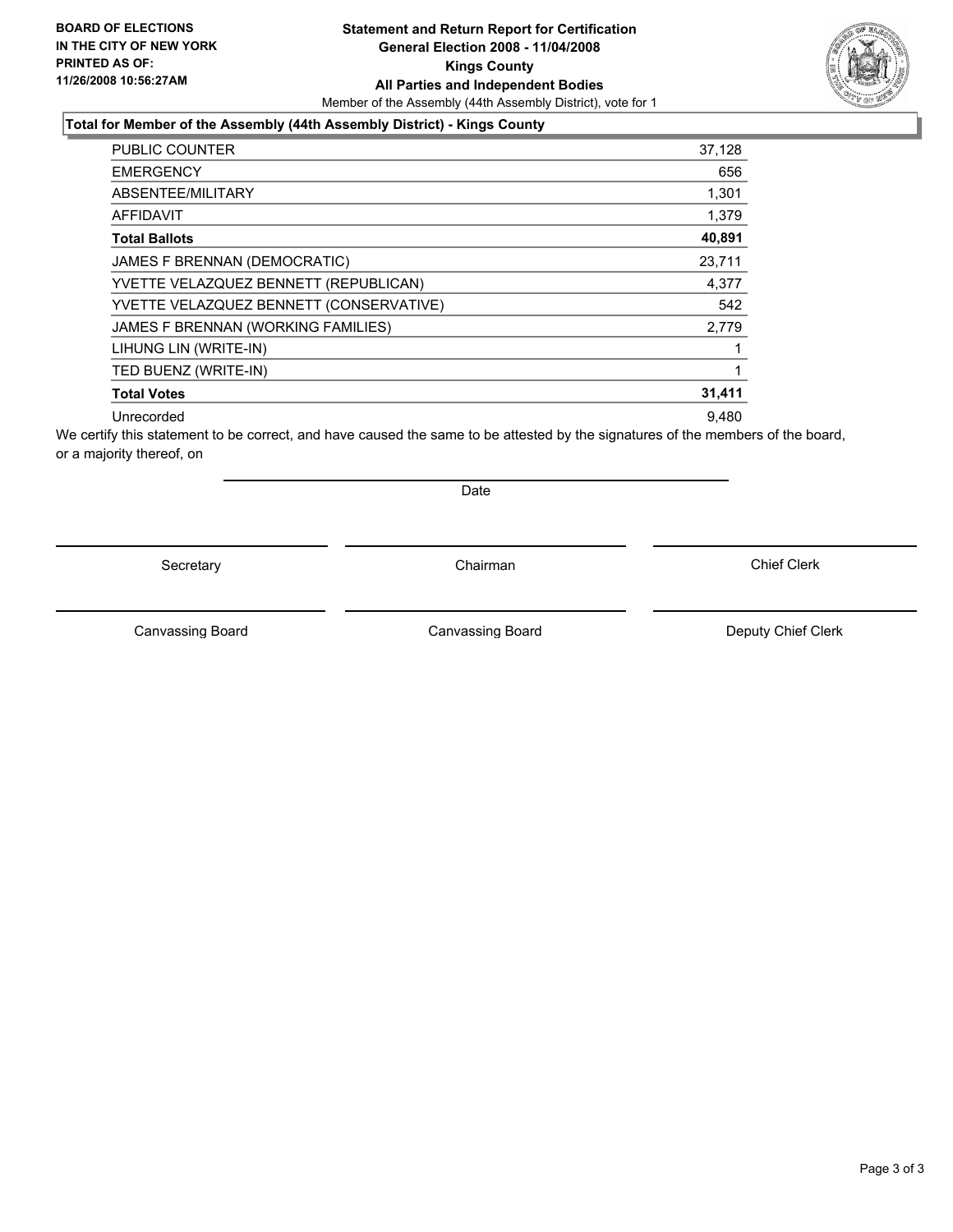**BOARD OF ELECTIONS IN THE CITY OF NEW YORK PRINTED AS OF: 11/26/2008 10:56:27AM**

**Statement and Return Report for Certification**
**General Election 2008 - 11/04/2008**
**Kings County**
**All Parties and Independent Bodies**
Member of the Assembly (44th Assembly District), vote for 1

**Total for Member of the Assembly (44th Assembly District) - Kings County**

| | |
|---|---|
| PUBLIC COUNTER | 37,128 |
| EMERGENCY | 656 |
| ABSENTEE/MILITARY | 1,301 |
| AFFIDAVIT | 1,379 |
| **Total Ballots** | **40,891** |
| JAMES F BRENNAN (DEMOCRATIC) | 23,711 |
| YVETTE VELAZQUEZ BENNETT (REPUBLICAN) | 4,377 |
| YVETTE VELAZQUEZ BENNETT (CONSERVATIVE) | 542 |
| JAMES F BRENNAN (WORKING FAMILIES) | 2,779 |
| LIHUNG LIN (WRITE-IN) | 1 |
| TED BUENZ (WRITE-IN) | 1 |
| **Total Votes** | **31,411** |
| Unrecorded | 9,480 |

We certify this statement to be correct, and have caused the same to be attested by the signatures of the members of the board, or a majority thereof, on

Date

Secretary

Chairman

Chief Clerk

Canvassing Board

Canvassing Board

Deputy Chief Clerk